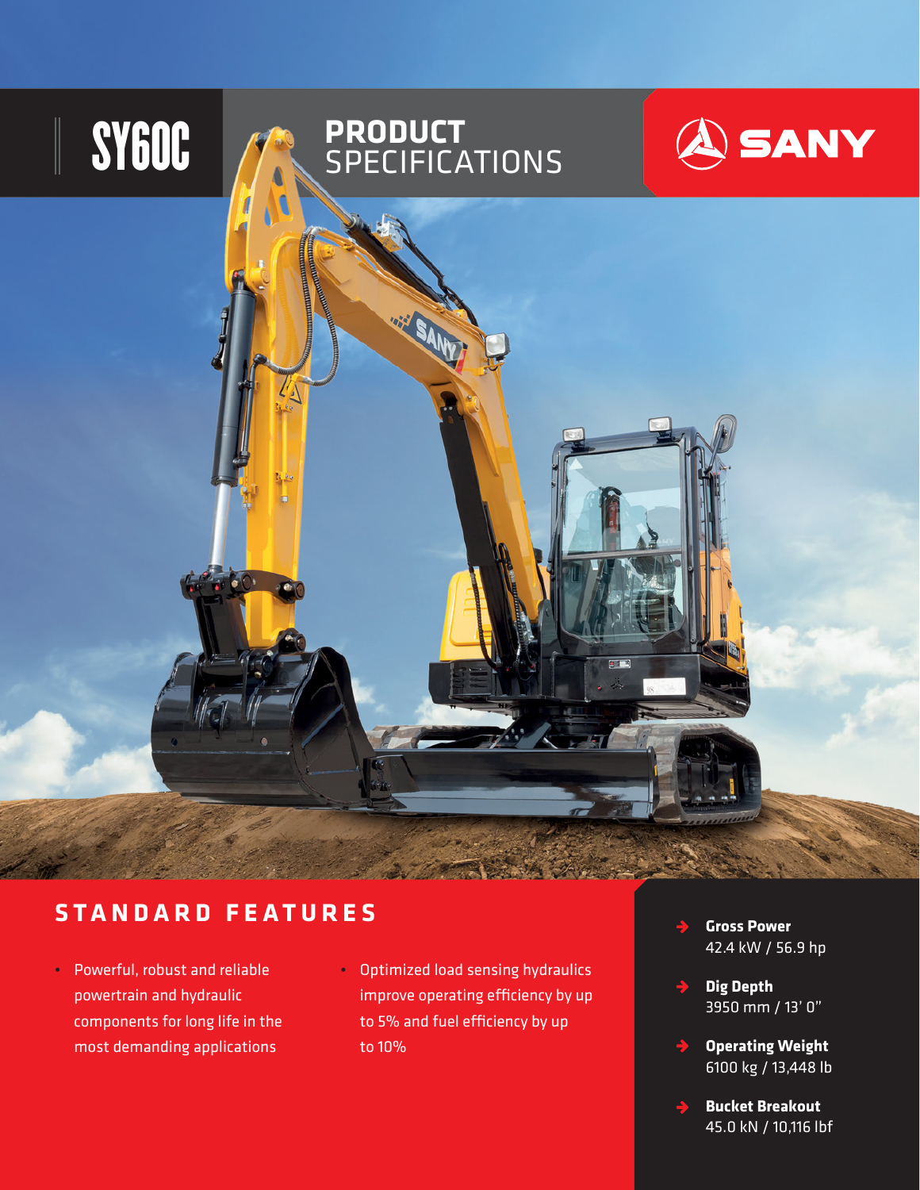# SY60C

## PRODUCT SPECIFICATIONS

SANY

## STANDARD FEATURES

- Powerful, robust and reliable powertrain and hydraulic components for long life in the most demanding applications
- Optimized load sensing hydraulics improve operating efficiency by up to 5% and fuel efficiency by up to 10%

**Gross Power**
42.4 kW / 56.9 hp

**Dig Depth**
3950 mm / 13' 0"

**Operating Weight**
6100 kg / 13,448 lb

**Bucket Breakout**
45.0 kN / 10,116 lbf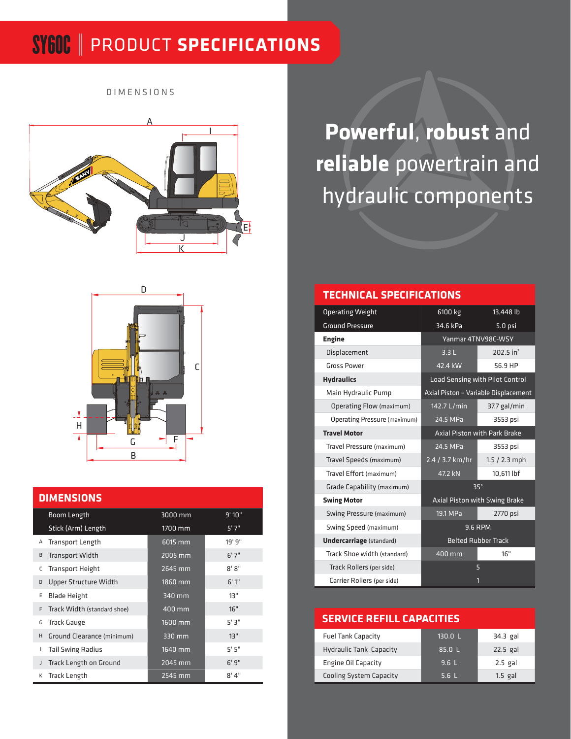# SY60C | PRODUCT SPECIFICATIONS

DIMENSIONS

## Powerful, robust and reliable powertrain and hydraulic components

## DIMENSIONS

| | | | |
|---|---|---|---|
| | Boom Length | 3000 mm | 9' 10" |
| | Stick (Arm) Length | 1700 mm | 5' 7" |
| A | Transport Length | 6015 mm | 19' 9" |
| B | Transport Width | 2005 mm | 6' 7" |
| C | Transport Height | 2645 mm | 8' 8" |
| D | Upper Structure Width | 1860 mm | 6' 1" |
| E | Blade Height | 340 mm | 13" |
| F | Track Width (standard shoe) | 400 mm | 16" |
| G | Track Gauge | 1600 mm | 5' 3" |
| H | Ground Clearance (minimum) | 330 mm | 13" |
| I | Tail Swing Radius | 1640 mm | 5' 5" |
| J | Track Length on Ground | 2045 mm | 6' 9" |
| K | Track Length | 2545 mm | 8' 4" |

## TECHNICAL SPECIFICATIONS

| | | |
|---|---|---|
| Operating Weight | 6100 kg | 13,448 lb |
| Ground Pressure | 34.6 kPa | 5.0 psi |
| **Engine** | Yanmar 4TNV98C-WSY | |
| Displacement | 3.3 L | 202.5 in³ |
| Gross Power | 42.4 kW | 56.9 HP |
| **Hydraulics** | Load Sensing with Pilot Control | |
| Main Hydraulic Pump | Axial Piston – Variable Displacement | |
| Operating Flow (maximum) | 142.7 L/min | 37.7 gal/min |
| Operating Pressure (maximum) | 24.5 MPa | 3553 psi |
| **Travel Motor** | Axial Piston with Park Brake | |
| Travel Pressure (maximum) | 24.5 MPa | 3553 psi |
| Travel Speeds (maximum) | 2.4 / 3.7 km/hr | 1.5 / 2.3 mph |
| Travel Effort (maximum) | 47.2 kN | 10,611 lbf |
| Grade Capability (maximum) | 35° | |
| **Swing Motor** | Axial Piston with Swing Brake | |
| Swing Pressure (maximum) | 19.1 MPa | 2770 psi |
| Swing Speed (maximum) | 9.6 RPM | |
| **Undercarriage** (standard) | Belted Rubber Track | |
| Track Shoe width (standard) | 400 mm | 16" |
| Track Rollers (per side) | 5 | |
| Carrier Rollers (per side) | 1 | |

## SERVICE REFILL CAPACITIES

| | | |
|---|---|---|
| Fuel Tank Capacity | 130.0 L | 34.3 gal |
| Hydraulic Tank Capacity | 85.0 L | 22.5 gal |
| Engine Oil Capacity | 9.6 L | 2.5 gal |
| Cooling System Capacity | 5.6 L | 1.5 gal |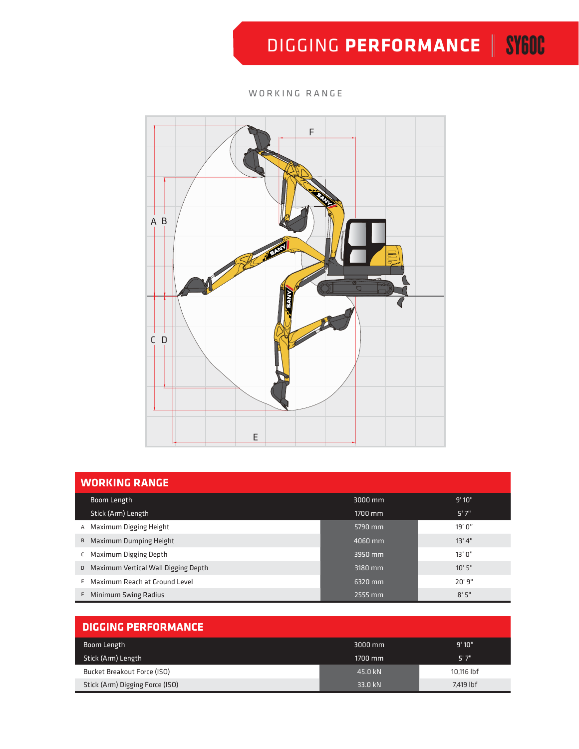# DIGGING PERFORMANCE | SY60C

WORKING RANGE

## WORKING RANGE

| | | | |
|---|---|---|---|
| | Boom Length | 3000 mm | 9' 10" |
| | Stick (Arm) Length | 1700 mm | 5' 7" |
| A | Maximum Digging Height | 5790 mm | 19' 0" |
| B | Maximum Dumping Height | 4060 mm | 13' 4" |
| C | Maximum Digging Depth | 3950 mm | 13' 0" |
| D | Maximum Vertical Wall Digging Depth | 3180 mm | 10' 5" |
| E | Maximum Reach at Ground Level | 6320 mm | 20' 9" |
| F | Minimum Swing Radius | 2555 mm | 8' 5" |

## DIGGING PERFORMANCE

| | | |
|---|---|---|
| Boom Length | 3000 mm | 9' 10" |
| Stick (Arm) Length | 1700 mm | 5' 7" |
| Bucket Breakout Force (ISO) | 45.0 kN | 10,116 lbf |
| Stick (Arm) Digging Force (ISO) | 33.0 kN | 7,419 lbf |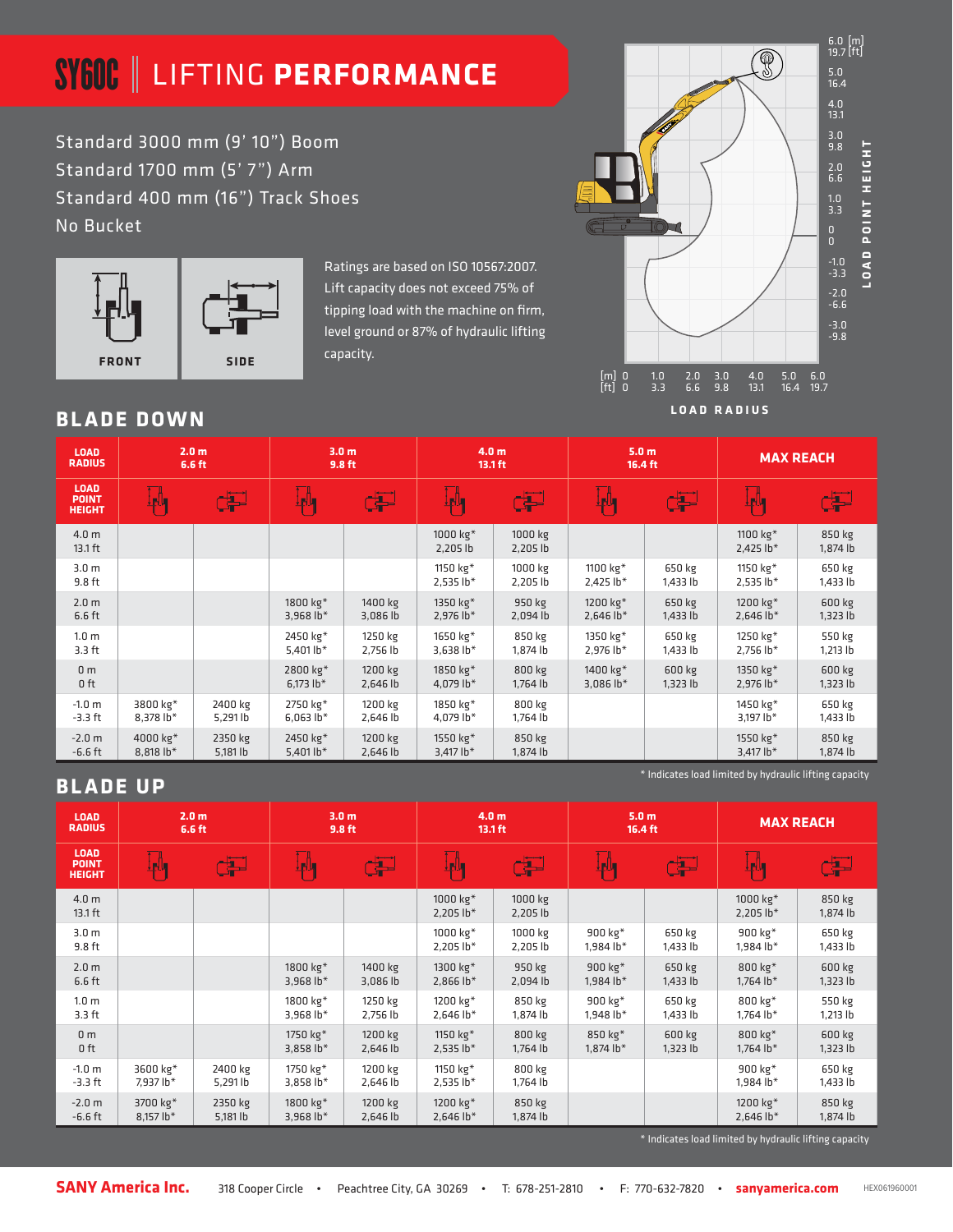# SY60C | LIFTING PERFORMANCE

Standard 3000 mm (9' 10") Boom
Standard 1700 mm (5' 7") Arm
Standard 400 mm (16") Track Shoes
No Bucket

FRONT

SIDE

Ratings are based on ISO 10567:2007. Lift capacity does not exceed 75% of tipping load with the machine on firm, level ground or 87% of hydraulic lifting capacity.

6.0 [m] 19.7 [ft]
5.0 16.4
4.0 13.1
3.0 9.8
2.0 6.6
1.0 3.3
0 0
-1.0 -3.3
-2.0 -6.6
-3.0 -9.8
LOAD POINT HEIGHT

[m] 0 1.0 2.0 3.0 4.0 5.0 6.0
[ft] 0 3.3 6.6 9.8 13.1 16.4 19.7
LOAD RADIUS

## BLADE DOWN

| LOAD RADIUS | 2.0 m 6.6 ft | | 3.0 m 9.8 ft | | 4.0 m 13.1 ft | | 5.0 m 16.4 ft | | MAX REACH | |
|---|---|---|---|---|---|---|---|---|---|---|
| LOAD POINT HEIGHT | Front | Side | Front | Side | Front | Side | Front | Side | Front | Side |
| 4.0 m 13.1 ft | | | | | 1000 kg* 2,205 lb | 1000 kg 2,205 lb | | | 1100 kg* 2,425 lb* | 850 kg 1,874 lb |
| 3.0 m 9.8 ft | | | | | 1150 kg* 2,535 lb* | 1000 kg 2,205 lb | 1100 kg* 2,425 lb* | 650 kg 1,433 lb | 1150 kg* 2,535 lb* | 650 kg 1,433 lb |
| 2.0 m 6.6 ft | | | 1800 kg* 3,968 lb* | 1400 kg 3,086 lb | 1350 kg* 2,976 lb* | 950 kg 2,094 lb | 1200 kg* 2,646 lb* | 650 kg 1,433 lb | 1200 kg* 2,646 lb* | 600 kg 1,323 lb |
| 1.0 m 3.3 ft | | | 2450 kg* 5,401 lb* | 1250 kg 2,756 lb | 1650 kg* 3,638 lb* | 850 kg 1,874 lb | 1350 kg* 2,976 lb* | 650 kg 1,433 lb | 1250 kg* 2,756 lb* | 550 kg 1,213 lb |
| 0 m 0 ft | | | 2800 kg* 6,173 lb* | 1200 kg 2,646 lb | 1850 kg* 4,079 lb* | 800 kg 1,764 lb | 1400 kg* 3,086 lb* | 600 kg 1,323 lb | 1350 kg* 2,976 lb* | 600 kg 1,323 lb |
| -1.0 m -3.3 ft | 3800 kg* 8,378 lb* | 2400 kg 5,291 lb | 2750 kg* 6,063 lb* | 1200 kg 2,646 lb | 1850 kg* 4,079 lb* | 800 kg 1,764 lb | | | 1450 kg* 3,197 lb* | 650 kg 1,433 lb |
| -2.0 m -6.6 ft | 4000 kg* 8,818 lb* | 2350 kg 5,181 lb | 2450 kg* 5,401 lb* | 1200 kg 2,646 lb | 1550 kg* 3,417 lb* | 850 kg 1,874 lb | | | 1550 kg* 3,417 lb* | 850 kg 1,874 lb |

* Indicates load limited by hydraulic lifting capacity

## BLADE UP

| LOAD RADIUS | 2.0 m 6.6 ft | | 3.0 m 9.8 ft | | 4.0 m 13.1 ft | | 5.0 m 16.4 ft | | MAX REACH | |
|---|---|---|---|---|---|---|---|---|---|---|
| LOAD POINT HEIGHT | Front | Side | Front | Side | Front | Side | Front | Side | Front | Side |
| 4.0 m 13.1 ft | | | | | 1000 kg* 2,205 lb* | 1000 kg 2,205 lb | | | 1000 kg* 2,205 lb* | 850 kg 1,874 lb |
| 3.0 m 9.8 ft | | | | | 1000 kg* 2,205 lb* | 1000 kg 2,205 lb | 900 kg* 1,984 lb* | 650 kg 1,433 lb | 900 kg* 1,984 lb* | 650 kg 1,433 lb |
| 2.0 m 6.6 ft | | | 1800 kg* 3,968 lb* | 1400 kg 3,086 lb | 1300 kg* 2,866 lb* | 950 kg 2,094 lb | 900 kg* 1,984 lb* | 650 kg 1,433 lb | 800 kg* 1,764 lb* | 600 kg 1,323 lb |
| 1.0 m 3.3 ft | | | 1800 kg* 3,968 lb* | 1250 kg 2,756 lb | 1200 kg* 2,646 lb* | 850 kg 1,874 lb | 900 kg* 1,948 lb* | 650 kg 1,433 lb | 800 kg* 1,764 lb* | 550 kg 1,213 lb |
| 0 m 0 ft | | | 1750 kg* 3,858 lb* | 1200 kg 2,646 lb | 1150 kg* 2,535 lb* | 800 kg 1,764 lb | 850 kg* 1,874 lb* | 600 kg 1,323 lb | 800 kg* 1,764 lb* | 600 kg 1,323 lb |
| -1.0 m -3.3 ft | 3600 kg* 7,937 lb* | 2400 kg 5,291 lb | 1750 kg* 3,858 lb* | 1200 kg 2,646 lb | 1150 kg* 2,535 lb* | 800 kg 1,764 lb | | | 900 kg* 1,984 lb* | 650 kg 1,433 lb |
| -2.0 m -6.6 ft | 3700 kg* 8,157 lb* | 2350 kg 5,181 lb | 1800 kg* 3,968 lb* | 1200 kg 2,646 lb | 1200 kg* 2,646 lb* | 850 kg 1,874 lb | | | 1200 kg* 2,646 lb* | 850 kg 1,874 lb |

* Indicates load limited by hydraulic lifting capacity

**SANY America Inc.** 318 Cooper Circle • Peachtree City, GA 30269 • T: 678-251-2810 • F: 770-632-7820 • **sanyamerica.com** HEX061960001